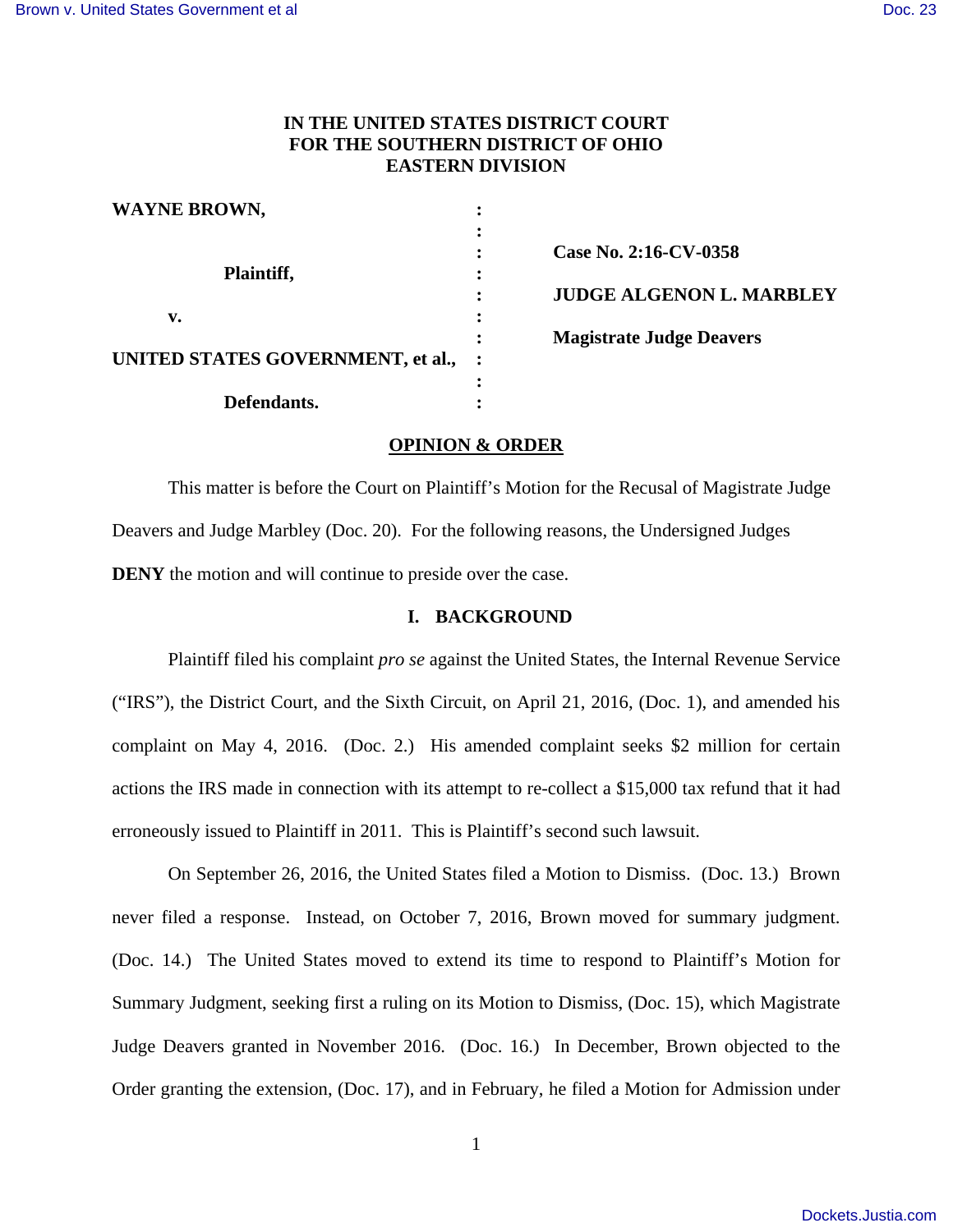# IN THE UNITED STATES DISTRICT COURT FOR THE SOUTHERN DISTRICT OF OHIO EASTERN DIVISION

| | | |
|---|---|---|
| **WAYNE BROWN,** | : | |
| | : | |
| | : | **Case No. 2:16-CV-0358** |
| **Plaintiff,** | : | |
| | : | **JUDGE ALGENON L. MARBLEY** |
| **v.** | : | |
| | : | **Magistrate Judge Deavers** |
| **UNITED STATES GOVERNMENT, et al.,** | : | |
| | : | |
| **Defendants.** | : | |

## OPINION & ORDER

This matter is before the Court on Plaintiff's Motion for the Recusal of Magistrate Judge Deavers and Judge Marbley (Doc. 20). For the following reasons, the Undersigned Judges **DENY** the motion and will continue to preside over the case.

### I. BACKGROUND

Plaintiff filed his complaint *pro se* against the United States, the Internal Revenue Service ("IRS"), the District Court, and the Sixth Circuit, on April 21, 2016, (Doc. 1), and amended his complaint on May 4, 2016. (Doc. 2.) His amended complaint seeks $2 million for certain actions the IRS made in connection with its attempt to re-collect a $15,000 tax refund that it had erroneously issued to Plaintiff in 2011. This is Plaintiff's second such lawsuit.

On September 26, 2016, the United States filed a Motion to Dismiss. (Doc. 13.) Brown never filed a response. Instead, on October 7, 2016, Brown moved for summary judgment. (Doc. 14.) The United States moved to extend its time to respond to Plaintiff's Motion for Summary Judgment, seeking first a ruling on its Motion to Dismiss, (Doc. 15), which Magistrate Judge Deavers granted in November 2016. (Doc. 16.) In December, Brown objected to the Order granting the extension, (Doc. 17), and in February, he filed a Motion for Admission under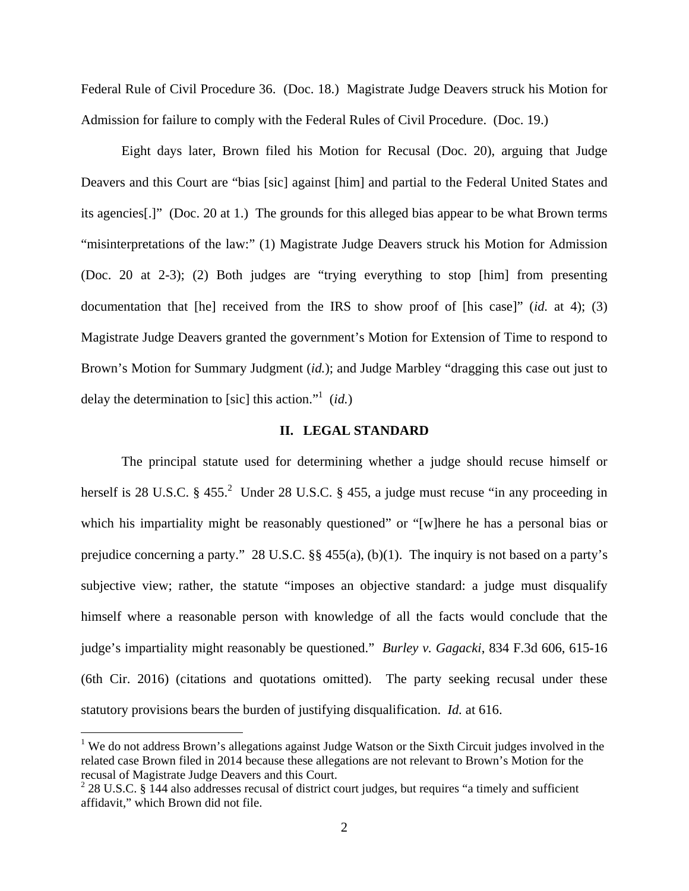Federal Rule of Civil Procedure 36. (Doc. 18.) Magistrate Judge Deavers struck his Motion for Admission for failure to comply with the Federal Rules of Civil Procedure. (Doc. 19.)

Eight days later, Brown filed his Motion for Recusal (Doc. 20), arguing that Judge Deavers and this Court are "bias [sic] against [him] and partial to the Federal United States and its agencies[.]" (Doc. 20 at 1.) The grounds for this alleged bias appear to be what Brown terms "misinterpretations of the law:" (1) Magistrate Judge Deavers struck his Motion for Admission (Doc. 20 at 2-3); (2) Both judges are "trying everything to stop [him] from presenting documentation that [he] received from the IRS to show proof of [his case]" (*id.* at 4); (3) Magistrate Judge Deavers granted the government's Motion for Extension of Time to respond to Brown's Motion for Summary Judgment (*id.*); and Judge Marbley "dragging this case out just to delay the determination to [sic] this action."[1] (*id.*)

## II. LEGAL STANDARD

The principal statute used for determining whether a judge should recuse himself or herself is 28 U.S.C. § 455.[2] Under 28 U.S.C. § 455, a judge must recuse "in any proceeding in which his impartiality might be reasonably questioned" or "[w]here he has a personal bias or prejudice concerning a party." 28 U.S.C. §§ 455(a), (b)(1). The inquiry is not based on a party's subjective view; rather, the statute "imposes an objective standard: a judge must disqualify himself where a reasonable person with knowledge of all the facts would conclude that the judge's impartiality might reasonably be questioned." *Burley v. Gagacki*, 834 F.3d 606, 615-16 (6th Cir. 2016) (citations and quotations omitted). The party seeking recusal under these statutory provisions bears the burden of justifying disqualification. *Id.* at 616.

---

[1] We do not address Brown's allegations against Judge Watson or the Sixth Circuit judges involved in the related case Brown filed in 2014 because these allegations are not relevant to Brown's Motion for the recusal of Magistrate Judge Deavers and this Court.

[2] 28 U.S.C. § 144 also addresses recusal of district court judges, but requires "a timely and sufficient affidavit," which Brown did not file.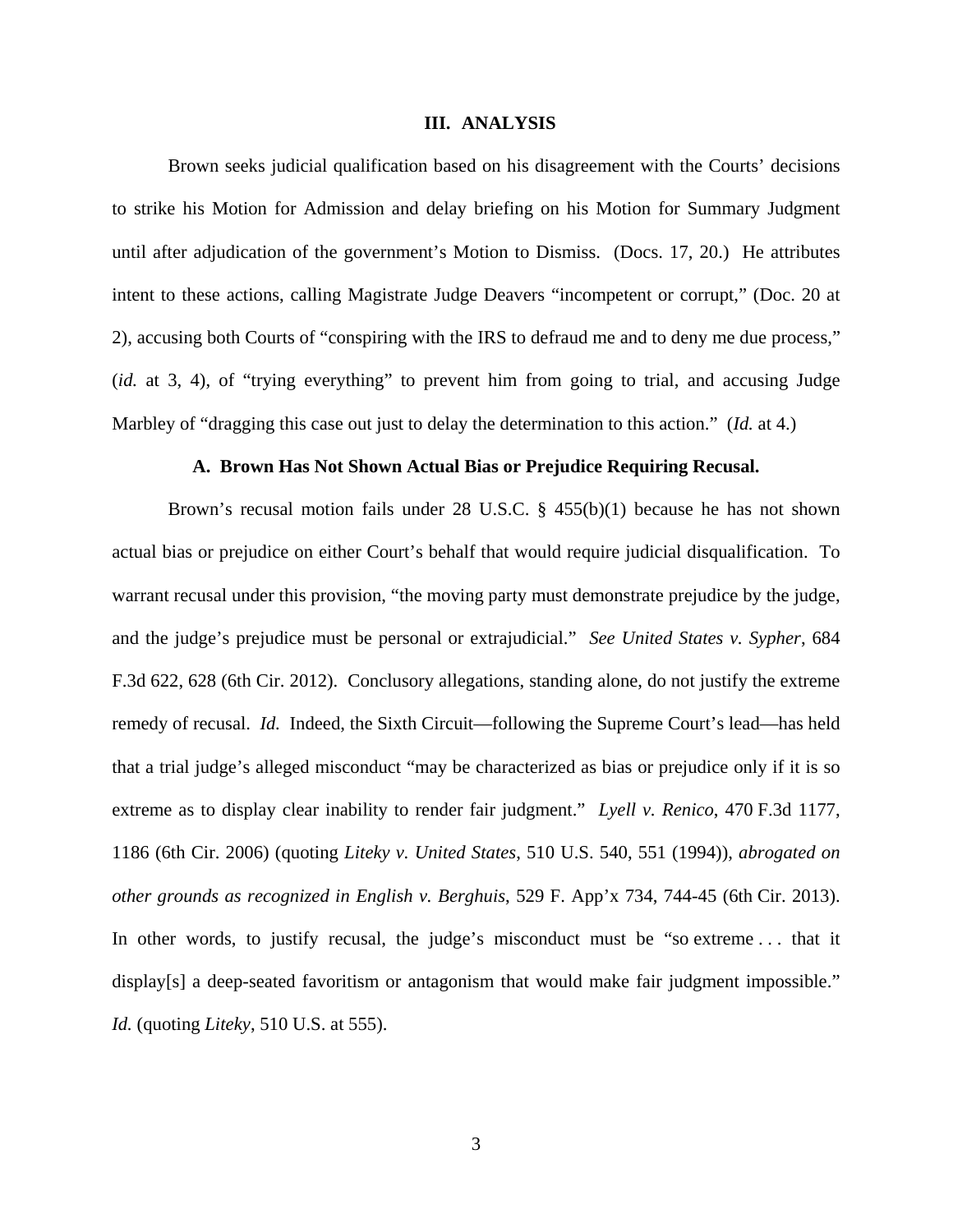## III. ANALYSIS

Brown seeks judicial qualification based on his disagreement with the Courts' decisions to strike his Motion for Admission and delay briefing on his Motion for Summary Judgment until after adjudication of the government's Motion to Dismiss. (Docs. 17, 20.) He attributes intent to these actions, calling Magistrate Judge Deavers "incompetent or corrupt," (Doc. 20 at 2), accusing both Courts of "conspiring with the IRS to defraud me and to deny me due process," (*id.* at 3, 4), of "trying everything" to prevent him from going to trial, and accusing Judge Marbley of "dragging this case out just to delay the determination to this action." (*Id.* at 4.)

### A. Brown Has Not Shown Actual Bias or Prejudice Requiring Recusal.

Brown's recusal motion fails under 28 U.S.C. § 455(b)(1) because he has not shown actual bias or prejudice on either Court's behalf that would require judicial disqualification. To warrant recusal under this provision, "the moving party must demonstrate prejudice by the judge, and the judge's prejudice must be personal or extrajudicial." *See United States v. Sypher*, 684 F.3d 622, 628 (6th Cir. 2012). Conclusory allegations, standing alone, do not justify the extreme remedy of recusal. *Id.* Indeed, the Sixth Circuit—following the Supreme Court's lead—has held that a trial judge's alleged misconduct "may be characterized as bias or prejudice only if it is so extreme as to display clear inability to render fair judgment." *Lyell v. Renico*, 470 F.3d 1177, 1186 (6th Cir. 2006) (quoting *Liteky v. United States*, 510 U.S. 540, 551 (1994)), *abrogated on other grounds as recognized in English v. Berghuis*, 529 F. App'x 734, 744-45 (6th Cir. 2013). In other words, to justify recusal, the judge's misconduct must be "so extreme . . . that it display[s] a deep-seated favoritism or antagonism that would make fair judgment impossible." *Id.* (quoting *Liteky*, 510 U.S. at 555).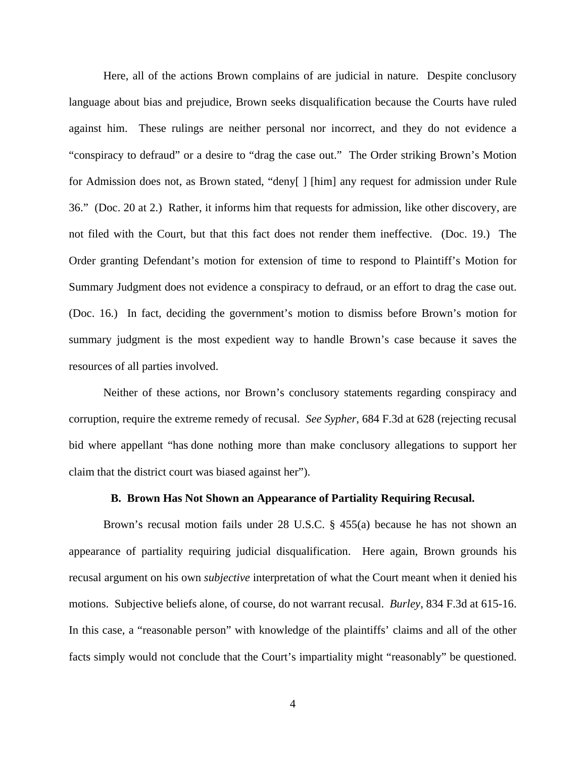Here, all of the actions Brown complains of are judicial in nature. Despite conclusory language about bias and prejudice, Brown seeks disqualification because the Courts have ruled against him. These rulings are neither personal nor incorrect, and they do not evidence a "conspiracy to defraud" or a desire to "drag the case out." The Order striking Brown's Motion for Admission does not, as Brown stated, "deny[ ] [him] any request for admission under Rule 36." (Doc. 20 at 2.) Rather, it informs him that requests for admission, like other discovery, are not filed with the Court, but that this fact does not render them ineffective. (Doc. 19.) The Order granting Defendant's motion for extension of time to respond to Plaintiff's Motion for Summary Judgment does not evidence a conspiracy to defraud, or an effort to drag the case out. (Doc. 16.) In fact, deciding the government's motion to dismiss before Brown's motion for summary judgment is the most expedient way to handle Brown's case because it saves the resources of all parties involved.

Neither of these actions, nor Brown's conclusory statements regarding conspiracy and corruption, require the extreme remedy of recusal. *See Sypher*, 684 F.3d at 628 (rejecting recusal bid where appellant "has done nothing more than make conclusory allegations to support her claim that the district court was biased against her").

**B. Brown Has Not Shown an Appearance of Partiality Requiring Recusal.**

Brown's recusal motion fails under 28 U.S.C. § 455(a) because he has not shown an appearance of partiality requiring judicial disqualification. Here again, Brown grounds his recusal argument on his own *subjective* interpretation of what the Court meant when it denied his motions. Subjective beliefs alone, of course, do not warrant recusal. *Burley*, 834 F.3d at 615-16. In this case, a "reasonable person" with knowledge of the plaintiffs' claims and all of the other facts simply would not conclude that the Court's impartiality might "reasonably" be questioned.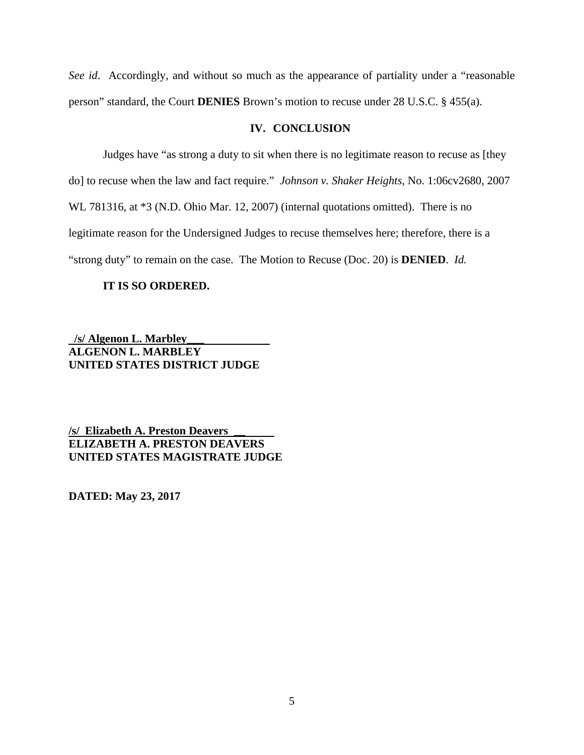*See id*. Accordingly, and without so much as the appearance of partiality under a "reasonable person" standard, the Court **DENIES** Brown's motion to recuse under 28 U.S.C. § 455(a).

## IV. CONCLUSION

Judges have "as strong a duty to sit when there is no legitimate reason to recuse as [they do] to recuse when the law and fact require." *Johnson v. Shaker Heights*, No. 1:06cv2680, 2007 WL 781316, at *3 (N.D. Ohio Mar. 12, 2007) (internal quotations omitted). There is no legitimate reason for the Undersigned Judges to recuse themselves here; therefore, there is a "strong duty" to remain on the case. The Motion to Recuse (Doc. 20) is **DENIED**. *Id.*

**IT IS SO ORDERED.**

**/s/ Algenon L. Marbley**
**ALGENON L. MARBLEY**
**UNITED STATES DISTRICT JUDGE**

**/s/ Elizabeth A. Preston Deavers**
**ELIZABETH A. PRESTON DEAVERS**
**UNITED STATES MAGISTRATE JUDGE**

**DATED: May 23, 2017**